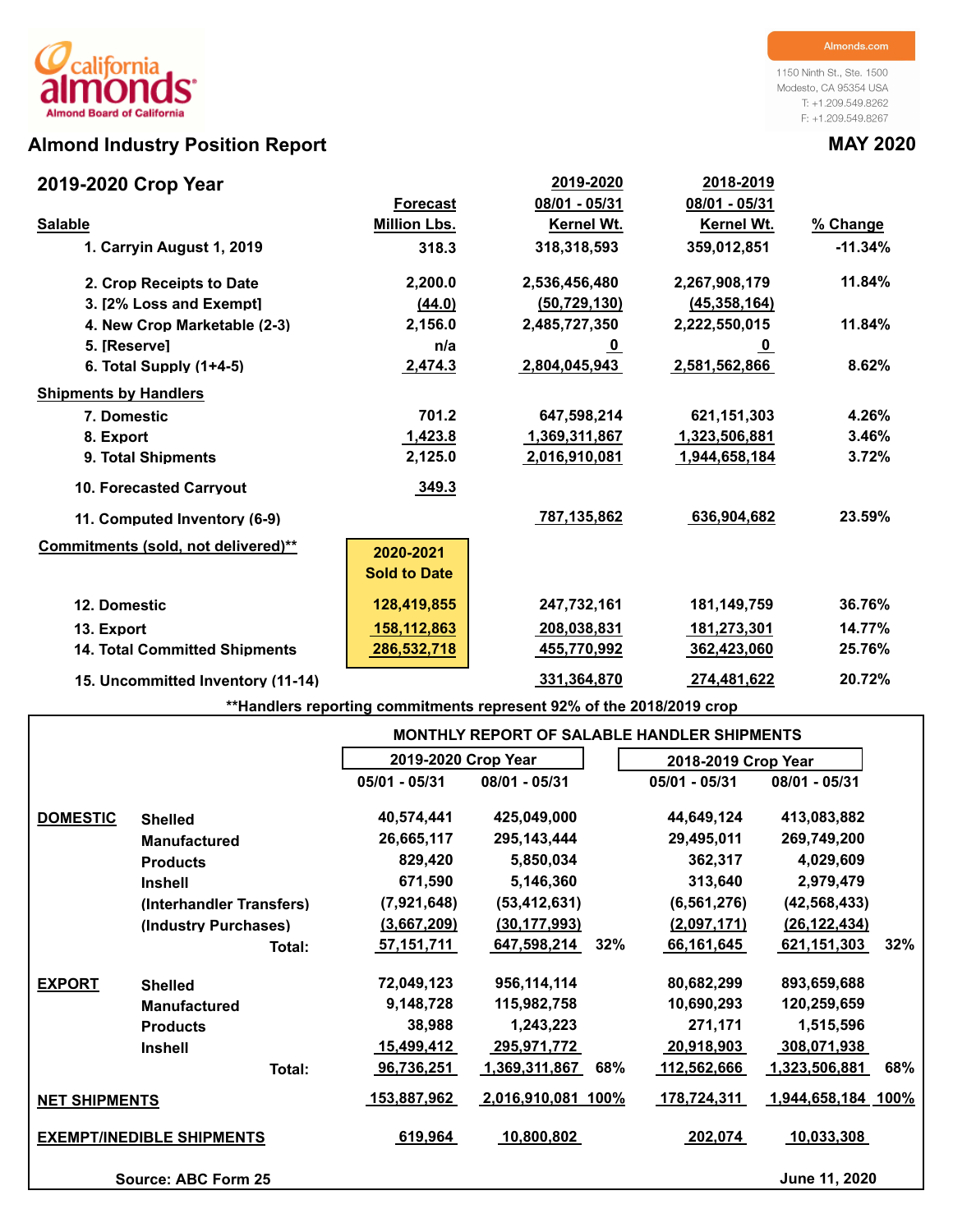california almonds
Almond Board of California

Almonds.com

1150 Ninth St., Ste. 1500
Modesto, CA 95354 USA
T: +1.209.549.8262
F: +1.209.549.8267

# Almond Industry Position Report

**MAY 2020**

## 2019-2020 Crop Year

| Salable | Forecast Million Lbs. | 2019-2020 08/01 - 05/31 Kernel Wt. | 2018-2019 08/01 - 05/31 Kernel Wt. | % Change |
|---|---|---|---|---|
| 1. Carryin August 1, 2019 | 318.3 | 318,318,593 | 359,012,851 | -11.34% |
| 2. Crop Receipts to Date | 2,200.0 | 2,536,456,480 | 2,267,908,179 | 11.84% |
| 3. [2% Loss and Exempt] | (44.0) | (50,729,130) | (45,358,164) | |
| 4. New Crop Marketable (2-3) | 2,156.0 | 2,485,727,350 | 2,222,550,015 | 11.84% |
| 5. [Reserve] | n/a | 0 | 0 | |
| 6. Total Supply (1+4-5) | 2,474.3 | 2,804,045,943 | 2,581,562,866 | 8.62% |
| **Shipments by Handlers** | | | | |
| 7. Domestic | 701.2 | 647,598,214 | 621,151,303 | 4.26% |
| 8. Export | 1,423.8 | 1,369,311,867 | 1,323,506,881 | 3.46% |
| 9. Total Shipments | 2,125.0 | 2,016,910,081 | 1,944,658,184 | 3.72% |
| 10. Forecasted Carryout | 349.3 | | | |
| 11. Computed Inventory (6-9) | | 787,135,862 | 636,904,682 | 23.59% |
| **Commitments (sold, not delivered)**\*\* | **2020-2021 Sold to Date** | | | |
| 12. Domestic | 128,419,855 | 247,732,161 | 181,149,759 | 36.76% |
| 13. Export | 158,112,863 | 208,038,831 | 181,273,301 | 14.77% |
| 14. Total Committed Shipments | 286,532,718 | 455,770,992 | 362,423,060 | 25.76% |
| 15. Uncommitted Inventory (11-14) | | 331,364,870 | 274,481,622 | 20.72% |

**\*\*Handlers reporting commitments represent 92% of the 2018/2019 crop**

### MONTHLY REPORT OF SALABLE HANDLER SHIPMENTS

| | | 2019-2020 Crop Year | | | 2018-2019 Crop Year | | |
|---|---|---|---|---|---|---|---|
| | | 05/01 - 05/31 | 08/01 - 05/31 | | 05/01 - 05/31 | 08/01 - 05/31 | |
| **DOMESTIC** | Shelled | 40,574,441 | 425,049,000 | | 44,649,124 | 413,083,882 | |
| | Manufactured | 26,665,117 | 295,143,444 | | 29,495,011 | 269,749,200 | |
| | Products | 829,420 | 5,850,034 | | 362,317 | 4,029,609 | |
| | Inshell | 671,590 | 5,146,360 | | 313,640 | 2,979,479 | |
| | (Interhandler Transfers) | (7,921,648) | (53,412,631) | | (6,561,276) | (42,568,433) | |
| | (Industry Purchases) | (3,667,209) | (30,177,993) | | (2,097,171) | (26,122,434) | |
| | Total: | 57,151,711 | 647,598,214 | 32% | 66,161,645 | 621,151,303 | 32% |
| **EXPORT** | Shelled | 72,049,123 | 956,114,114 | | 80,682,299 | 893,659,688 | |
| | Manufactured | 9,148,728 | 115,982,758 | | 10,690,293 | 120,259,659 | |
| | Products | 38,988 | 1,243,223 | | 271,171 | 1,515,596 | |
| | Inshell | 15,499,412 | 295,971,772 | | 20,918,903 | 308,071,938 | |
| | Total: | 96,736,251 | 1,369,311,867 | 68% | 112,562,666 | 1,323,506,881 | 68% |
| **NET SHIPMENTS** | | 153,887,962 | 2,016,910,081 | 100% | 178,724,311 | 1,944,658,184 | 100% |
| **EXEMPT/INEDIBLE SHIPMENTS** | | 619,964 | 10,800,802 | | 202,074 | 10,033,308 | |

Source: ABC Form 25

June 11, 2020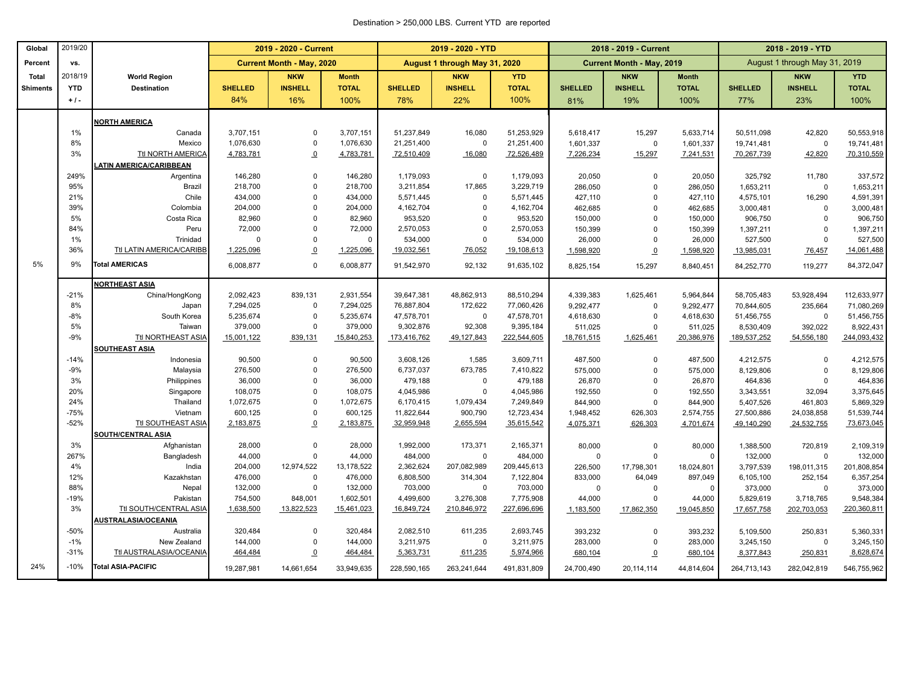Destination > 250,000 LBS. Current YTD are reported

| Global Percent Total Shiments | 2019/20 vs. 2018/19 YTD + / - | World Region Destination | 2019 - 2020 - Current Current Month - May, 2020 SHELLED 84% | NKW INSHELL 16% | Month TOTAL 100% | 2019 - 2020 - YTD August 1 through May 31, 2020 SHELLED 78% | NKW INSHELL 22% | YTD TOTAL 100% | 2018 - 2019 - Current Current Month - May, 2019 SHELLED 81% | NKW INSHELL 19% | Month TOTAL 100% | 2018 - 2019 - YTD August 1 through May 31, 2019 SHELLED 77% | NKW INSHELL 23% | YTD TOTAL 100% |
|---|---|---|---|---|---|---|---|---|---|---|---|---|---|---|
| | | **NORTH AMERICA** | | | | | | | | | | | | |
| | 1% | Canada | 3,707,151 | 0 | 3,707,151 | 51,237,849 | 16,080 | 51,253,929 | 5,618,417 | 15,297 | 5,633,714 | 50,511,098 | 42,820 | 50,553,918 |
| | 8% | Mexico | 1,076,630 | 0 | 1,076,630 | 21,251,400 | 0 | 21,251,400 | 1,601,337 | 0 | 1,601,337 | 19,741,481 | 0 | 19,741,481 |
| | 3% | Ttl NORTH AMERICA | 4,783,781 | 0 | 4,783,781 | 72,510,409 | 16,080 | 72,526,489 | 7,226,234 | 15,297 | 7,241,531 | 70,267,739 | 42,820 | 70,310,559 |
| | | **LATIN AMERICA/CARIBBEAN** | | | | | | | | | | | | |
| | 249% | Argentina | 146,280 | 0 | 146,280 | 1,179,093 | 0 | 1,179,093 | 20,050 | 0 | 20,050 | 325,792 | 11,780 | 337,572 |
| | 95% | Brazil | 218,700 | 0 | 218,700 | 3,211,854 | 17,865 | 3,229,719 | 286,050 | 0 | 286,050 | 1,653,211 | 0 | 1,653,211 |
| | 21% | Chile | 434,000 | 0 | 434,000 | 5,571,445 | 0 | 5,571,445 | 427,110 | 0 | 427,110 | 4,575,101 | 16,290 | 4,591,391 |
| | 39% | Colombia | 204,000 | 0 | 204,000 | 4,162,704 | 0 | 4,162,704 | 462,685 | 0 | 462,685 | 3,000,481 | 0 | 3,000,481 |
| | 5% | Costa Rica | 82,960 | 0 | 82,960 | 953,520 | 0 | 953,520 | 150,000 | 0 | 150,000 | 906,750 | 0 | 906,750 |
| | 84% | Peru | 72,000 | 0 | 72,000 | 2,570,053 | 0 | 2,570,053 | 150,399 | 0 | 150,399 | 1,397,211 | 0 | 1,397,211 |
| | 1% | Trinidad | 0 | 0 | 0 | 534,000 | 0 | 534,000 | 26,000 | 0 | 26,000 | 527,500 | 0 | 527,500 |
| | 36% | Ttl LATIN AMERICA/CARIBB | 1,225,096 | 0 | 1,225,096 | 19,032,561 | 76,052 | 19,108,613 | 1,598,920 | 0 | 1,598,920 | 13,985,031 | 76,457 | 14,061,488 |
| 5% | 9% | **Total AMERICAS** | 6,008,877 | 0 | 6,008,877 | 91,542,970 | 92,132 | 91,635,102 | 8,825,154 | 15,297 | 8,840,451 | 84,252,770 | 119,277 | 84,372,047 |
| | | **NORTHEAST ASIA** | | | | | | | | | | | | |
| | -21% | China/HongKong | 2,092,423 | 839,131 | 2,931,554 | 39,647,381 | 48,862,913 | 88,510,294 | 4,339,383 | 1,625,461 | 5,964,844 | 58,705,483 | 53,928,494 | 112,633,977 |
| | 8% | Japan | 7,294,025 | 0 | 7,294,025 | 76,887,804 | 172,622 | 77,060,426 | 9,292,477 | 0 | 9,292,477 | 70,844,605 | 235,664 | 71,080,269 |
| | -8% | South Korea | 5,235,674 | 0 | 5,235,674 | 47,578,701 | 0 | 47,578,701 | 4,618,630 | 0 | 4,618,630 | 51,456,755 | 0 | 51,456,755 |
| | 5% | Taiwan | 379,000 | 0 | 379,000 | 9,302,876 | 92,308 | 9,395,184 | 511,025 | 0 | 511,025 | 8,530,409 | 392,022 | 8,922,431 |
| | -9% | Ttl NORTHEAST ASIA | 15,001,122 | 839,131 | 15,840,253 | 173,416,762 | 49,127,843 | 222,544,605 | 18,761,515 | 1,625,461 | 20,386,976 | 189,537,252 | 54,556,180 | 244,093,432 |
| | | **SOUTHEAST ASIA** | | | | | | | | | | | | |
| | -14% | Indonesia | 90,500 | 0 | 90,500 | 3,608,126 | 1,585 | 3,609,711 | 487,500 | 0 | 487,500 | 4,212,575 | 0 | 4,212,575 |
| | -9% | Malaysia | 276,500 | 0 | 276,500 | 6,737,037 | 673,785 | 7,410,822 | 575,000 | 0 | 575,000 | 8,129,806 | 0 | 8,129,806 |
| | 3% | Philippines | 36,000 | 0 | 36,000 | 479,188 | 0 | 479,188 | 26,870 | 0 | 26,870 | 464,836 | 0 | 464,836 |
| | 20% | Singapore | 108,075 | 0 | 108,075 | 4,045,986 | 0 | 4,045,986 | 192,550 | 0 | 192,550 | 3,343,551 | 32,094 | 3,375,645 |
| | 24% | Thailand | 1,072,675 | 0 | 1,072,675 | 6,170,415 | 1,079,434 | 7,249,849 | 844,900 | 0 | 844,900 | 5,407,526 | 461,803 | 5,869,329 |
| | -75% | Vietnam | 600,125 | 0 | 600,125 | 11,822,644 | 900,790 | 12,723,434 | 1,948,452 | 626,303 | 2,574,755 | 27,500,886 | 24,038,858 | 51,539,744 |
| | -52% | Ttl SOUTHEAST ASIA | 2,183,875 | 0 | 2,183,875 | 32,959,948 | 2,655,594 | 35,615,542 | 4,075,371 | 626,303 | 4,701,674 | 49,140,290 | 24,532,755 | 73,673,045 |
| | | **SOUTH/CENTRAL ASIA** | | | | | | | | | | | | |
| | 3% | Afghanistan | 28,000 | 0 | 28,000 | 1,992,000 | 173,371 | 2,165,371 | 80,000 | 0 | 80,000 | 1,388,500 | 720,819 | 2,109,319 |
| | 267% | Bangladesh | 44,000 | 0 | 44,000 | 484,000 | 0 | 484,000 | 0 | 0 | 0 | 132,000 | 0 | 132,000 |
| | 4% | India | 204,000 | 12,974,522 | 13,178,522 | 2,362,624 | 207,082,989 | 209,445,613 | 226,500 | 17,798,301 | 18,024,801 | 3,797,539 | 198,011,315 | 201,808,854 |
| | 12% | Kazakhstan | 476,000 | 0 | 476,000 | 6,808,500 | 314,304 | 7,122,804 | 833,000 | 64,049 | 897,049 | 6,105,100 | 252,154 | 6,357,254 |
| | 88% | Nepal | 132,000 | 0 | 132,000 | 703,000 | 0 | 703,000 | 0 | 0 | 0 | 373,000 | 0 | 373,000 |
| | -19% | Pakistan | 754,500 | 848,001 | 1,602,501 | 4,499,600 | 3,276,308 | 7,775,908 | 44,000 | 0 | 44,000 | 5,829,619 | 3,718,765 | 9,548,384 |
| | 3% | Ttl SOUTH/CENTRAL ASIA | 1,638,500 | 13,822,523 | 15,461,023 | 16,849,724 | 210,846,972 | 227,696,696 | 1,183,500 | 17,862,350 | 19,045,850 | 17,657,758 | 202,703,053 | 220,360,811 |
| | | **AUSTRALASIA/OCEANIA** | | | | | | | | | | | | |
| | -50% | Australia | 320,484 | 0 | 320,484 | 2,082,510 | 611,235 | 2,693,745 | 393,232 | 0 | 393,232 | 5,109,500 | 250,831 | 5,360,331 |
| | -1% | New Zealand | 144,000 | 0 | 144,000 | 3,211,975 | 0 | 3,211,975 | 283,000 | 0 | 283,000 | 3,245,150 | 0 | 3,245,150 |
| | -31% | Ttl AUSTRALASIA/OCEANIA | 464,484 | 0 | 464,484 | 5,363,731 | 611,235 | 5,974,966 | 680,104 | 0 | 680,104 | 8,377,843 | 250,831 | 8,628,674 |
| 24% | -10% | **Total ASIA-PACIFIC** | 19,287,981 | 14,661,654 | 33,949,635 | 228,590,165 | 263,241,644 | 491,831,809 | 24,700,490 | 20,114,114 | 44,814,604 | 264,713,143 | 282,042,819 | 546,755,962 |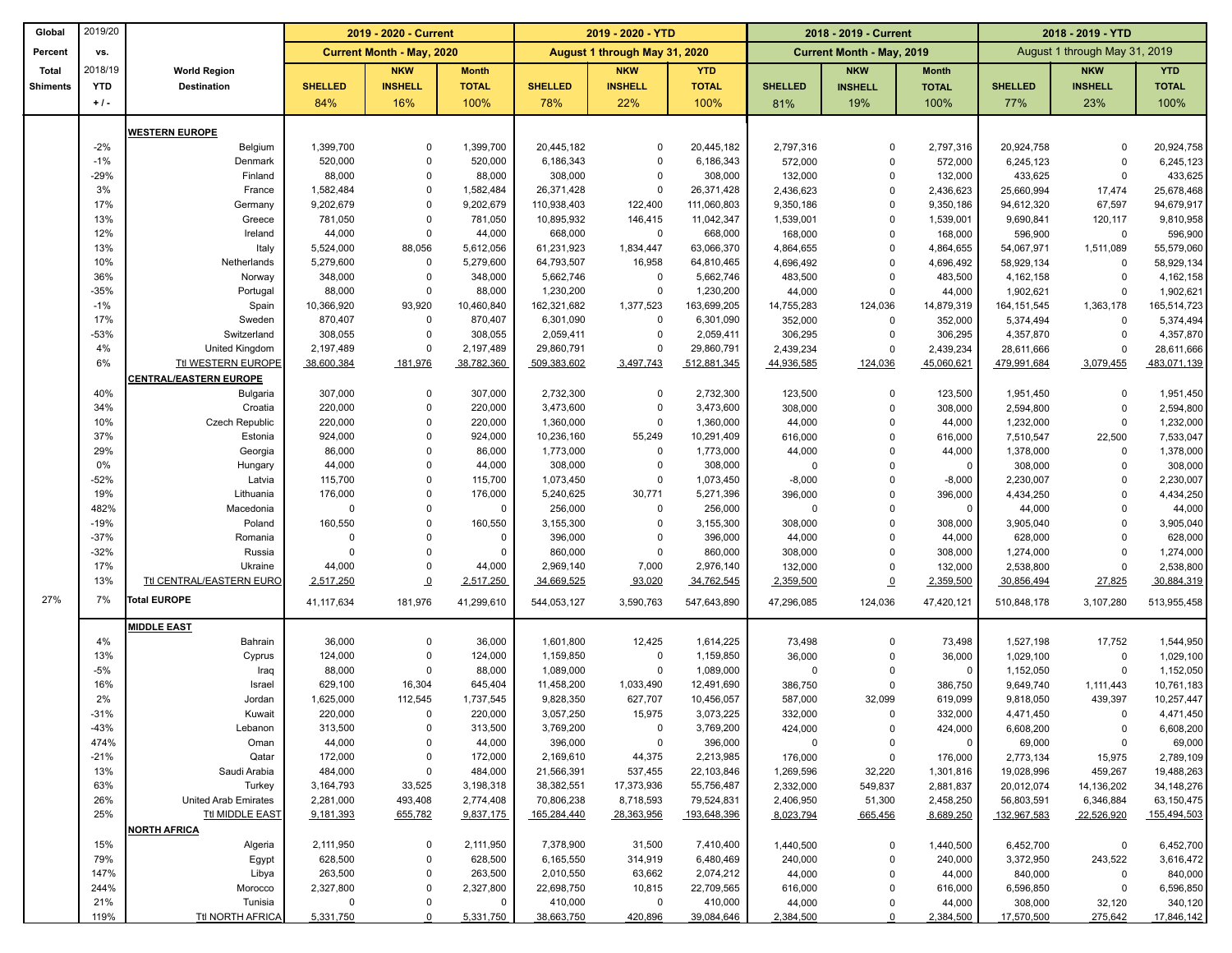| Global Percent Total Shiments | 2019/20 vs. 2018/19 YTD + / - | World Region Destination | 2019 - 2020 - Current | | | 2019 - 2020 - YTD | | | 2018 - 2019 - Current | | | 2018 - 2019 - YTD | | |
|---|---|---|---|---|---|---|---|---|---|---|---|---|---|---|
| | | | Current Month - May, 2020 | | | August 1 through May 31, 2020 | | | Current Month - May, 2019 | | | August 1 through May 31, 2019 | | |
| | | | SHELLED 84% | NKW INSHELL 16% | Month TOTAL 100% | SHELLED 78% | NKW INSHELL 22% | YTD TOTAL 100% | SHELLED 81% | NKW INSHELL 19% | Month TOTAL 100% | SHELLED 77% | NKW INSHELL 23% | YTD TOTAL 100% |
| | | **WESTERN EUROPE** | | | | | | | | | | | | |
| | -2% | Belgium | 1,399,700 | 0 | 1,399,700 | 20,445,182 | 0 | 20,445,182 | 2,797,316 | 0 | 2,797,316 | 20,924,758 | 0 | 20,924,758 |
| | -1% | Denmark | 520,000 | 0 | 520,000 | 6,186,343 | 0 | 6,186,343 | 572,000 | 0 | 572,000 | 6,245,123 | 0 | 6,245,123 |
| | -29% | Finland | 88,000 | 0 | 88,000 | 308,000 | 0 | 308,000 | 132,000 | 0 | 132,000 | 433,625 | 0 | 433,625 |
| | 3% | France | 1,582,484 | 0 | 1,582,484 | 26,371,428 | 0 | 26,371,428 | 2,436,623 | 0 | 2,436,623 | 25,660,994 | 17,474 | 25,678,468 |
| | 17% | Germany | 9,202,679 | 0 | 9,202,679 | 110,938,403 | 122,400 | 111,060,803 | 9,350,186 | 0 | 9,350,186 | 94,612,320 | 67,597 | 94,679,917 |
| | 13% | Greece | 781,050 | 0 | 781,050 | 10,895,932 | 146,415 | 11,042,347 | 1,539,001 | 0 | 1,539,001 | 9,690,841 | 120,117 | 9,810,958 |
| | 12% | Ireland | 44,000 | 0 | 44,000 | 668,000 | 0 | 668,000 | 168,000 | 0 | 168,000 | 596,900 | 0 | 596,900 |
| | 13% | Italy | 5,524,000 | 88,056 | 5,612,056 | 61,231,923 | 1,834,447 | 63,066,370 | 4,864,655 | 0 | 4,864,655 | 54,067,971 | 1,511,089 | 55,579,060 |
| | 10% | Netherlands | 5,279,600 | 0 | 5,279,600 | 64,793,507 | 16,958 | 64,810,465 | 4,696,492 | 0 | 4,696,492 | 58,929,134 | 0 | 58,929,134 |
| | 36% | Norway | 348,000 | 0 | 348,000 | 5,662,746 | 0 | 5,662,746 | 483,500 | 0 | 483,500 | 4,162,158 | 0 | 4,162,158 |
| | -35% | Portugal | 88,000 | 0 | 88,000 | 1,230,200 | 0 | 1,230,200 | 44,000 | 0 | 44,000 | 1,902,621 | 0 | 1,902,621 |
| | -1% | Spain | 10,366,920 | 93,920 | 10,460,840 | 162,321,682 | 1,377,523 | 163,699,205 | 14,755,283 | 124,036 | 14,879,319 | 164,151,545 | 1,363,178 | 165,514,723 |
| | 17% | Sweden | 870,407 | 0 | 870,407 | 6,301,090 | 0 | 6,301,090 | 352,000 | 0 | 352,000 | 5,374,494 | 0 | 5,374,494 |
| | -53% | Switzerland | 308,055 | 0 | 308,055 | 2,059,411 | 0 | 2,059,411 | 306,295 | 0 | 306,295 | 4,357,870 | 0 | 4,357,870 |
| | 4% | United Kingdom | 2,197,489 | 0 | 2,197,489 | 29,860,791 | 0 | 29,860,791 | 2,439,234 | 0 | 2,439,234 | 28,611,666 | 0 | 28,611,666 |
| | 6% | Ttl WESTERN EUROPE | 38,600,384 | 181,976 | 38,782,360 | 509,383,602 | 3,497,743 | 512,881,345 | 44,936,585 | 124,036 | 45,060,621 | 479,991,684 | 3,079,455 | 483,071,139 |
| | | **CENTRAL/EASTERN EUROPE** | | | | | | | | | | | | |
| | 40% | Bulgaria | 307,000 | 0 | 307,000 | 2,732,300 | 0 | 2,732,300 | 123,500 | 0 | 123,500 | 1,951,450 | 0 | 1,951,450 |
| | 34% | Croatia | 220,000 | 0 | 220,000 | 3,473,600 | 0 | 3,473,600 | 308,000 | 0 | 308,000 | 2,594,800 | 0 | 2,594,800 |
| | 10% | Czech Republic | 220,000 | 0 | 220,000 | 1,360,000 | 0 | 1,360,000 | 44,000 | 0 | 44,000 | 1,232,000 | 0 | 1,232,000 |
| | 37% | Estonia | 924,000 | 0 | 924,000 | 10,236,160 | 55,249 | 10,291,409 | 616,000 | 0 | 616,000 | 7,510,547 | 22,500 | 7,533,047 |
| | 29% | Georgia | 86,000 | 0 | 86,000 | 1,773,000 | 0 | 1,773,000 | 44,000 | 0 | 44,000 | 1,378,000 | 0 | 1,378,000 |
| | 0% | Hungary | 44,000 | 0 | 44,000 | 308,000 | 0 | 308,000 | 0 | 0 | 0 | 308,000 | 0 | 308,000 |
| | -52% | Latvia | 115,700 | 0 | 115,700 | 1,073,450 | 0 | 1,073,450 | -8,000 | 0 | -8,000 | 2,230,007 | 0 | 2,230,007 |
| | 19% | Lithuania | 176,000 | 0 | 176,000 | 5,240,625 | 30,771 | 5,271,396 | 396,000 | 0 | 396,000 | 4,434,250 | 0 | 4,434,250 |
| | 482% | Macedonia | 0 | 0 | 0 | 256,000 | 0 | 256,000 | 0 | 0 | 0 | 44,000 | 0 | 44,000 |
| | -19% | Poland | 160,550 | 0 | 160,550 | 3,155,300 | 0 | 3,155,300 | 308,000 | 0 | 308,000 | 3,905,040 | 0 | 3,905,040 |
| | -37% | Romania | 0 | 0 | 0 | 396,000 | 0 | 396,000 | 44,000 | 0 | 44,000 | 628,000 | 0 | 628,000 |
| | -32% | Russia | 0 | 0 | 0 | 860,000 | 0 | 860,000 | 308,000 | 0 | 308,000 | 1,274,000 | 0 | 1,274,000 |
| | 17% | Ukraine | 44,000 | 0 | 44,000 | 2,969,140 | 7,000 | 2,976,140 | 132,000 | 0 | 132,000 | 2,538,800 | 0 | 2,538,800 |
| | 13% | Ttl CENTRAL/EASTERN EURO | 2,517,250 | 0 | 2,517,250 | 34,669,525 | 93,020 | 34,762,545 | 2,359,500 | 0 | 2,359,500 | 30,856,494 | 27,825 | 30,884,319 |
| 27% | 7% | **Total EUROPE** | 41,117,634 | 181,976 | 41,299,610 | 544,053,127 | 3,590,763 | 547,643,890 | 47,296,085 | 124,036 | 47,420,121 | 510,848,178 | 3,107,280 | 513,955,458 |
| | | **MIDDLE EAST** | | | | | | | | | | | | |
| | 4% | Bahrain | 36,000 | 0 | 36,000 | 1,601,800 | 12,425 | 1,614,225 | 73,498 | 0 | 73,498 | 1,527,198 | 17,752 | 1,544,950 |
| | 13% | Cyprus | 124,000 | 0 | 124,000 | 1,159,850 | 0 | 1,159,850 | 36,000 | 0 | 36,000 | 1,029,100 | 0 | 1,029,100 |
| | -5% | Iraq | 88,000 | 0 | 88,000 | 1,089,000 | 0 | 1,089,000 | 0 | 0 | 0 | 1,152,050 | 0 | 1,152,050 |
| | 16% | Israel | 629,100 | 16,304 | 645,404 | 11,458,200 | 1,033,490 | 12,491,690 | 386,750 | 0 | 386,750 | 9,649,740 | 1,111,443 | 10,761,183 |
| | 2% | Jordan | 1,625,000 | 112,545 | 1,737,545 | 9,828,350 | 627,707 | 10,456,057 | 587,000 | 32,099 | 619,099 | 9,818,050 | 439,397 | 10,257,447 |
| | -31% | Kuwait | 220,000 | 0 | 220,000 | 3,057,250 | 15,975 | 3,073,225 | 332,000 | 0 | 332,000 | 4,471,450 | 0 | 4,471,450 |
| | -43% | Lebanon | 313,500 | 0 | 313,500 | 3,769,200 | 0 | 3,769,200 | 424,000 | 0 | 424,000 | 6,608,200 | 0 | 6,608,200 |
| | 474% | Oman | 44,000 | 0 | 44,000 | 396,000 | 0 | 396,000 | 0 | 0 | 0 | 69,000 | 0 | 69,000 |
| | -21% | Qatar | 172,000 | 0 | 172,000 | 2,169,610 | 44,375 | 2,213,985 | 176,000 | 0 | 176,000 | 2,773,134 | 15,975 | 2,789,109 |
| | 13% | Saudi Arabia | 484,000 | 0 | 484,000 | 21,566,391 | 537,455 | 22,103,846 | 1,269,596 | 32,220 | 1,301,816 | 19,028,996 | 459,267 | 19,488,263 |
| | 63% | Turkey | 3,164,793 | 33,525 | 3,198,318 | 38,382,551 | 17,373,936 | 55,756,487 | 2,332,000 | 549,837 | 2,881,837 | 20,012,074 | 14,136,202 | 34,148,276 |
| | 26% | United Arab Emirates | 2,281,000 | 493,408 | 2,774,408 | 70,806,238 | 8,718,593 | 79,524,831 | 2,406,950 | 51,300 | 2,458,250 | 56,803,591 | 6,346,884 | 63,150,475 |
| | 25% | Ttl MIDDLE EAST | 9,181,393 | 655,782 | 9,837,175 | 165,284,440 | 28,363,956 | 193,648,396 | 8,023,794 | 665,456 | 8,689,250 | 132,967,583 | 22,526,920 | 155,494,503 |
| | | **NORTH AFRICA** | | | | | | | | | | | | |
| | 15% | Algeria | 2,111,950 | 0 | 2,111,950 | 7,378,900 | 31,500 | 7,410,400 | 1,440,500 | 0 | 1,440,500 | 6,452,700 | 0 | 6,452,700 |
| | 79% | Egypt | 628,500 | 0 | 628,500 | 6,165,550 | 314,919 | 6,480,469 | 240,000 | 0 | 240,000 | 3,372,950 | 243,522 | 3,616,472 |
| | 147% | Libya | 263,500 | 0 | 263,500 | 2,010,550 | 63,662 | 2,074,212 | 44,000 | 0 | 44,000 | 840,000 | 0 | 840,000 |
| | 244% | Morocco | 2,327,800 | 0 | 2,327,800 | 22,698,750 | 10,815 | 22,709,565 | 616,000 | 0 | 616,000 | 6,596,850 | 0 | 6,596,850 |
| | 21% | Tunisia | 0 | 0 | 0 | 410,000 | 0 | 410,000 | 44,000 | 0 | 44,000 | 308,000 | 32,120 | 340,120 |
| | 119% | Ttl NORTH AFRICA | 5,331,750 | 0 | 5,331,750 | 38,663,750 | 420,896 | 39,084,646 | 2,384,500 | 0 | 2,384,500 | 17,570,500 | 275,642 | 17,846,142 |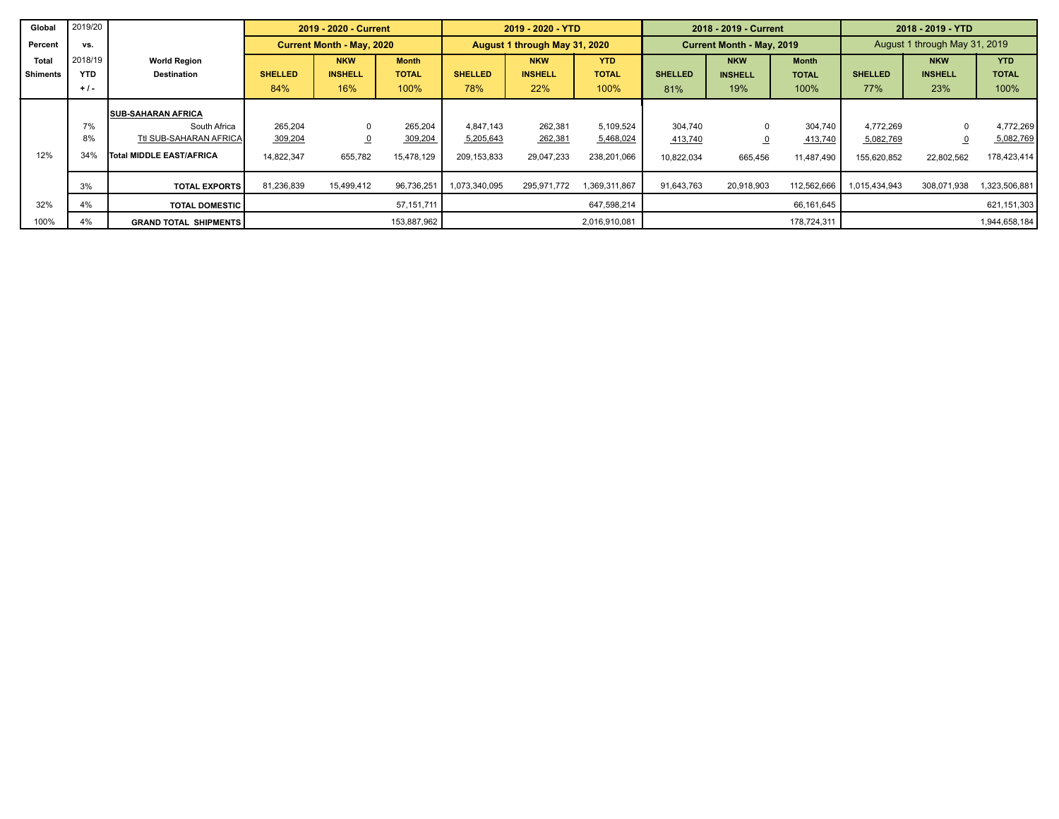| Global Percent Total Shiments | 2019/20 vs. 2018/19 YTD + / - | World Region Destination | 2019 - 2020 - Current | | | 2019 - 2020 - YTD | | | 2018 - 2019 - Current | | | 2018 - 2019 - YTD | | |
|---|---|---|---|---|---|---|---|---|---|---|---|---|---|---|
| | | | Current Month - May, 2020 | | | August 1 through May 31, 2020 | | | Current Month - May, 2019 | | | August 1 through May 31, 2019 | | |
| | | | SHELLED 84% | NKW INSHELL 16% | Month TOTAL 100% | SHELLED 78% | NKW INSHELL 22% | YTD TOTAL 100% | SHELLED 81% | NKW INSHELL 19% | Month TOTAL 100% | SHELLED 77% | NKW INSHELL 23% | YTD TOTAL 100% |
| | | **SUB-SAHARAN AFRICA** | | | | | | | | | | | | |
| | 7% | South Africa | 265,204 | 0 | 265,204 | 4,847,143 | 262,381 | 5,109,524 | 304,740 | 0 | 304,740 | 4,772,269 | 0 | 4,772,269 |
| | 8% | Ttl SUB-SAHARAN AFRICA | 309,204 | 0 | 309,204 | 5,205,643 | 262,381 | 5,468,024 | 413,740 | 0 | 413,740 | 5,082,769 | 0 | 5,082,769 |
| 12% | 34% | **Total MIDDLE EAST/AFRICA** | 14,822,347 | 655,782 | 15,478,129 | 209,153,833 | 29,047,233 | 238,201,066 | 10,822,034 | 665,456 | 11,487,490 | 155,620,852 | 22,802,562 | 178,423,414 |
| | 3% | **TOTAL EXPORTS** | 81,236,839 | 15,499,412 | 96,736,251 | 1,073,340,095 | 295,971,772 | 1,369,311,867 | 91,643,763 | 20,918,903 | 112,562,666 | 1,015,434,943 | 308,071,938 | 1,323,506,881 |
| 32% | 4% | **TOTAL DOMESTIC** | | | 57,151,711 | | | 647,598,214 | | | 66,161,645 | | | 621,151,303 |
| 100% | 4% | **GRAND TOTAL SHIPMENTS** | | | 153,887,962 | | | 2,016,910,081 | | | 178,724,311 | | | 1,944,658,184 |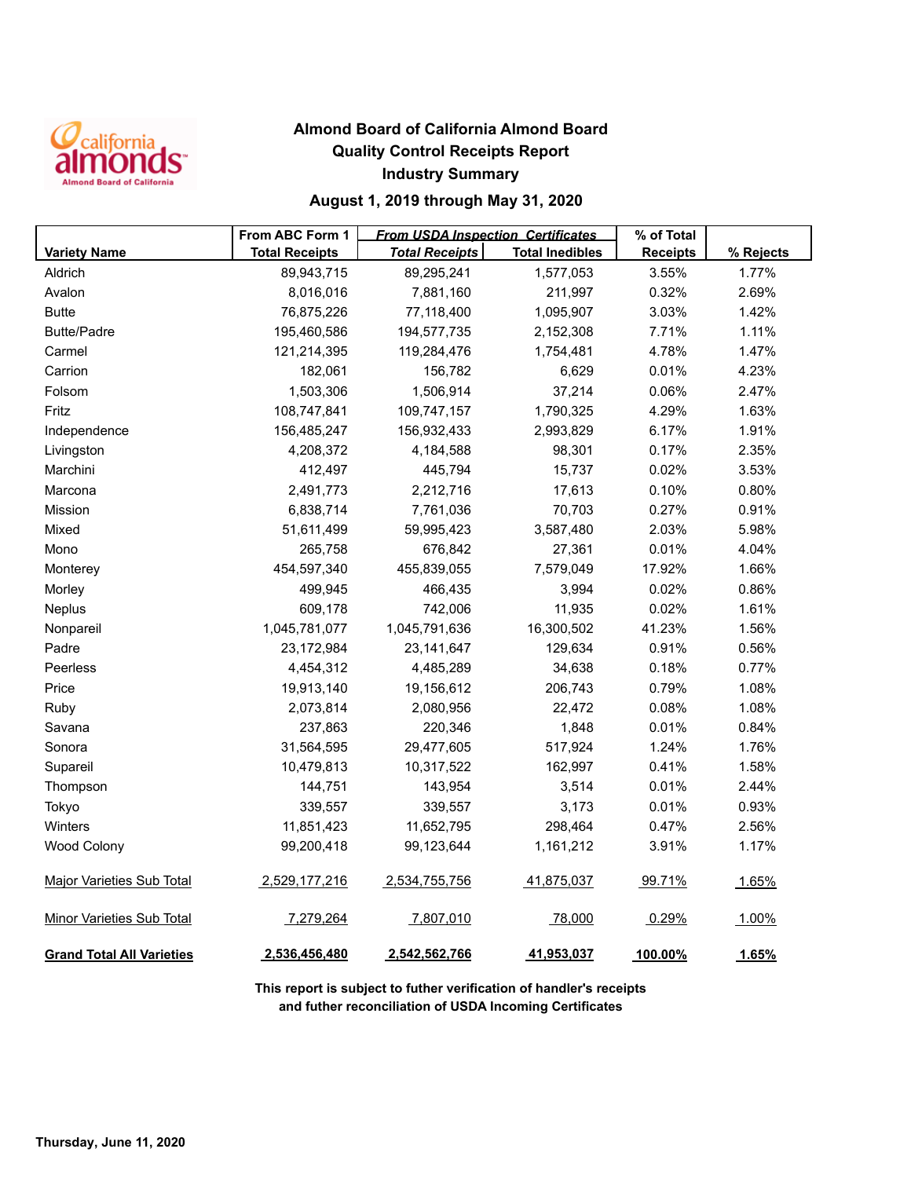# Almond Board of California Almond Board

## Quality Control Receipts Report

## Industry Summary

## August 1, 2019 through May 31, 2020

| Variety Name | From ABC Form 1 Total Receipts | From USDA Inspection Certificates Total Receipts | Total Inedibles | % of Total Receipts | % Rejects |
|---|---|---|---|---|---|
| Aldrich | 89,943,715 | 89,295,241 | 1,577,053 | 3.55% | 1.77% |
| Avalon | 8,016,016 | 7,881,160 | 211,997 | 0.32% | 2.69% |
| Butte | 76,875,226 | 77,118,400 | 1,095,907 | 3.03% | 1.42% |
| Butte/Padre | 195,460,586 | 194,577,735 | 2,152,308 | 7.71% | 1.11% |
| Carmel | 121,214,395 | 119,284,476 | 1,754,481 | 4.78% | 1.47% |
| Carrion | 182,061 | 156,782 | 6,629 | 0.01% | 4.23% |
| Folsom | 1,503,306 | 1,506,914 | 37,214 | 0.06% | 2.47% |
| Fritz | 108,747,841 | 109,747,157 | 1,790,325 | 4.29% | 1.63% |
| Independence | 156,485,247 | 156,932,433 | 2,993,829 | 6.17% | 1.91% |
| Livingston | 4,208,372 | 4,184,588 | 98,301 | 0.17% | 2.35% |
| Marchini | 412,497 | 445,794 | 15,737 | 0.02% | 3.53% |
| Marcona | 2,491,773 | 2,212,716 | 17,613 | 0.10% | 0.80% |
| Mission | 6,838,714 | 7,761,036 | 70,703 | 0.27% | 0.91% |
| Mixed | 51,611,499 | 59,995,423 | 3,587,480 | 2.03% | 5.98% |
| Mono | 265,758 | 676,842 | 27,361 | 0.01% | 4.04% |
| Monterey | 454,597,340 | 455,839,055 | 7,579,049 | 17.92% | 1.66% |
| Morley | 499,945 | 466,435 | 3,994 | 0.02% | 0.86% |
| Neplus | 609,178 | 742,006 | 11,935 | 0.02% | 1.61% |
| Nonpareil | 1,045,781,077 | 1,045,791,636 | 16,300,502 | 41.23% | 1.56% |
| Padre | 23,172,984 | 23,141,647 | 129,634 | 0.91% | 0.56% |
| Peerless | 4,454,312 | 4,485,289 | 34,638 | 0.18% | 0.77% |
| Price | 19,913,140 | 19,156,612 | 206,743 | 0.79% | 1.08% |
| Ruby | 2,073,814 | 2,080,956 | 22,472 | 0.08% | 1.08% |
| Savana | 237,863 | 220,346 | 1,848 | 0.01% | 0.84% |
| Sonora | 31,564,595 | 29,477,605 | 517,924 | 1.24% | 1.76% |
| Supareil | 10,479,813 | 10,317,522 | 162,997 | 0.41% | 1.58% |
| Thompson | 144,751 | 143,954 | 3,514 | 0.01% | 2.44% |
| Tokyo | 339,557 | 339,557 | 3,173 | 0.01% | 0.93% |
| Winters | 11,851,423 | 11,652,795 | 298,464 | 0.47% | 2.56% |
| Wood Colony | 99,200,418 | 99,123,644 | 1,161,212 | 3.91% | 1.17% |
| Major Varieties Sub Total | 2,529,177,216 | 2,534,755,756 | 41,875,037 | 99.71% | 1.65% |
| Minor Varieties Sub Total | 7,279,264 | 7,807,010 | 78,000 | 0.29% | 1.00% |
| **Grand Total All Varieties** | **2,536,456,480** | **2,542,562,766** | **41,953,037** | **100.00%** | **1.65%** |

**This report is subject to futher verification of handler's receipts and futher reconciliation of USDA Incoming Certificates**

**Thursday, June 11, 2020**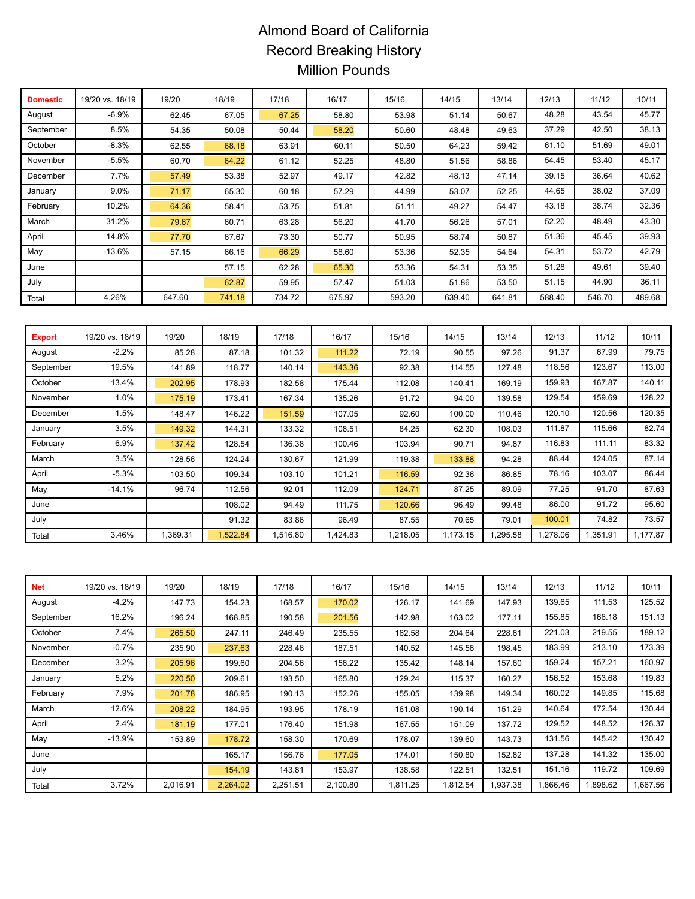# Almond Board of California
# Record Breaking History
# Million Pounds

| Domestic | 19/20 vs. 18/19 | 19/20 | 18/19 | 17/18 | 16/17 | 15/16 | 14/15 | 13/14 | 12/13 | 11/12 | 10/11 |
|---|---|---|---|---|---|---|---|---|---|---|---|
| August | -6.9% | 62.45 | 67.05 | 67.25 | 58.80 | 53.98 | 51.14 | 50.67 | 48.28 | 43.54 | 45.77 |
| September | 8.5% | 54.35 | 50.08 | 50.44 | 58.20 | 50.60 | 48.48 | 49.63 | 37.29 | 42.50 | 38.13 |
| October | -8.3% | 62.55 | 68.18 | 63.91 | 60.11 | 50.50 | 64.23 | 59.42 | 61.10 | 51.69 | 49.01 |
| November | -5.5% | 60.70 | 64.22 | 61.12 | 52.25 | 48.80 | 51.56 | 58.86 | 54.45 | 53.40 | 45.17 |
| December | 7.7% | 57.49 | 53.38 | 52.97 | 49.17 | 42.82 | 48.13 | 47.14 | 39.15 | 36.64 | 40.62 |
| January | 9.0% | 71.17 | 65.30 | 60.18 | 57.29 | 44.99 | 53.07 | 52.25 | 44.65 | 38.02 | 37.09 |
| February | 10.2% | 64.36 | 58.41 | 53.75 | 51.81 | 51.11 | 49.27 | 54.47 | 43.18 | 38.74 | 32.36 |
| March | 31.2% | 79.67 | 60.71 | 63.28 | 56.20 | 41.70 | 56.26 | 57.01 | 52.20 | 48.49 | 43.30 |
| April | 14.8% | 77.70 | 67.67 | 73.30 | 50.77 | 50.95 | 58.74 | 50.87 | 51.36 | 45.45 | 39.93 |
| May | -13.6% | 57.15 | 66.16 | 66.29 | 58.60 | 53.36 | 52.35 | 54.64 | 54.31 | 53.72 | 42.79 |
| June | | | 57.15 | 62.28 | 65.30 | 53.36 | 54.31 | 53.35 | 51.28 | 49.61 | 39.40 |
| July | | | 62.87 | 59.95 | 57.47 | 51.03 | 51.86 | 53.50 | 51.15 | 44.90 | 36.11 |
| Total | 4.26% | 647.60 | 741.18 | 734.72 | 675.97 | 593.20 | 639.40 | 641.81 | 588.40 | 546.70 | 489.68 |

| Export | 19/20 vs. 18/19 | 19/20 | 18/19 | 17/18 | 16/17 | 15/16 | 14/15 | 13/14 | 12/13 | 11/12 | 10/11 |
|---|---|---|---|---|---|---|---|---|---|---|---|
| August | -2.2% | 85.28 | 87.18 | 101.32 | 111.22 | 72.19 | 90.55 | 97.26 | 91.37 | 67.99 | 79.75 |
| September | 19.5% | 141.89 | 118.77 | 140.14 | 143.36 | 92.38 | 114.55 | 127.48 | 118.56 | 123.67 | 113.00 |
| October | 13.4% | 202.95 | 178.93 | 182.58 | 175.44 | 112.08 | 140.41 | 169.19 | 159.93 | 167.87 | 140.11 |
| November | 1.0% | 175.19 | 173.41 | 167.34 | 135.26 | 91.72 | 94.00 | 139.58 | 129.54 | 159.69 | 128.22 |
| December | 1.5% | 148.47 | 146.22 | 151.59 | 107.05 | 92.60 | 100.00 | 110.46 | 120.10 | 120.56 | 120.35 |
| January | 3.5% | 149.32 | 144.31 | 133.32 | 108.51 | 84.25 | 62.30 | 108.03 | 111.87 | 115.66 | 82.74 |
| February | 6.9% | 137.42 | 128.54 | 136.38 | 100.46 | 103.94 | 90.71 | 94.87 | 116.83 | 111.11 | 83.32 |
| March | 3.5% | 128.56 | 124.24 | 130.67 | 121.99 | 119.38 | 133.88 | 94.28 | 88.44 | 124.05 | 87.14 |
| April | -5.3% | 103.50 | 109.34 | 103.10 | 101.21 | 116.59 | 92.36 | 86.85 | 78.16 | 103.07 | 86.44 |
| May | -14.1% | 96.74 | 112.56 | 92.01 | 112.09 | 124.71 | 87.25 | 89.09 | 77.25 | 91.70 | 87.63 |
| June | | | 108.02 | 94.49 | 111.75 | 120.66 | 96.49 | 99.48 | 86.00 | 91.72 | 95.60 |
| July | | | 91.32 | 83.86 | 96.49 | 87.55 | 70.65 | 79.01 | 100.01 | 74.82 | 73.57 |
| Total | 3.46% | 1,369.31 | 1,522.84 | 1,516.80 | 1,424.83 | 1,218.05 | 1,173.15 | 1,295.58 | 1,278.06 | 1,351.91 | 1,177.87 |

| Net | 19/20 vs. 18/19 | 19/20 | 18/19 | 17/18 | 16/17 | 15/16 | 14/15 | 13/14 | 12/13 | 11/12 | 10/11 |
|---|---|---|---|---|---|---|---|---|---|---|---|
| August | -4.2% | 147.73 | 154.23 | 168.57 | 170.02 | 126.17 | 141.69 | 147.93 | 139.65 | 111.53 | 125.52 |
| September | 16.2% | 196.24 | 168.85 | 190.58 | 201.56 | 142.98 | 163.02 | 177.11 | 155.85 | 166.18 | 151.13 |
| October | 7.4% | 265.50 | 247.11 | 246.49 | 235.55 | 162.58 | 204.64 | 228.61 | 221.03 | 219.55 | 189.12 |
| November | -0.7% | 235.90 | 237.63 | 228.46 | 187.51 | 140.52 | 145.56 | 198.45 | 183.99 | 213.10 | 173.39 |
| December | 3.2% | 205.96 | 199.60 | 204.56 | 156.22 | 135.42 | 148.14 | 157.60 | 159.24 | 157.21 | 160.97 |
| January | 5.2% | 220.50 | 209.61 | 193.50 | 165.80 | 129.24 | 115.37 | 160.27 | 156.52 | 153.68 | 119.83 |
| February | 7.9% | 201.78 | 186.95 | 190.13 | 152.26 | 155.05 | 139.98 | 149.34 | 160.02 | 149.85 | 115.68 |
| March | 12.6% | 208.22 | 184.95 | 193.95 | 178.19 | 161.08 | 190.14 | 151.29 | 140.64 | 172.54 | 130.44 |
| April | 2.4% | 181.19 | 177.01 | 176.40 | 151.98 | 167.55 | 151.09 | 137.72 | 129.52 | 148.52 | 126.37 |
| May | -13.9% | 153.89 | 178.72 | 158.30 | 170.69 | 178.07 | 139.60 | 143.73 | 131.56 | 145.42 | 130.42 |
| June | | | 165.17 | 156.76 | 177.05 | 174.01 | 150.80 | 152.82 | 137.28 | 141.32 | 135.00 |
| July | | | 154.19 | 143.81 | 153.97 | 138.58 | 122.51 | 132.51 | 151.16 | 119.72 | 109.69 |
| Total | 3.72% | 2,016.91 | 2,264.02 | 2,251.51 | 2,100.80 | 1,811.25 | 1,812.54 | 1,937.38 | 1,866.46 | 1,898.62 | 1,667.56 |